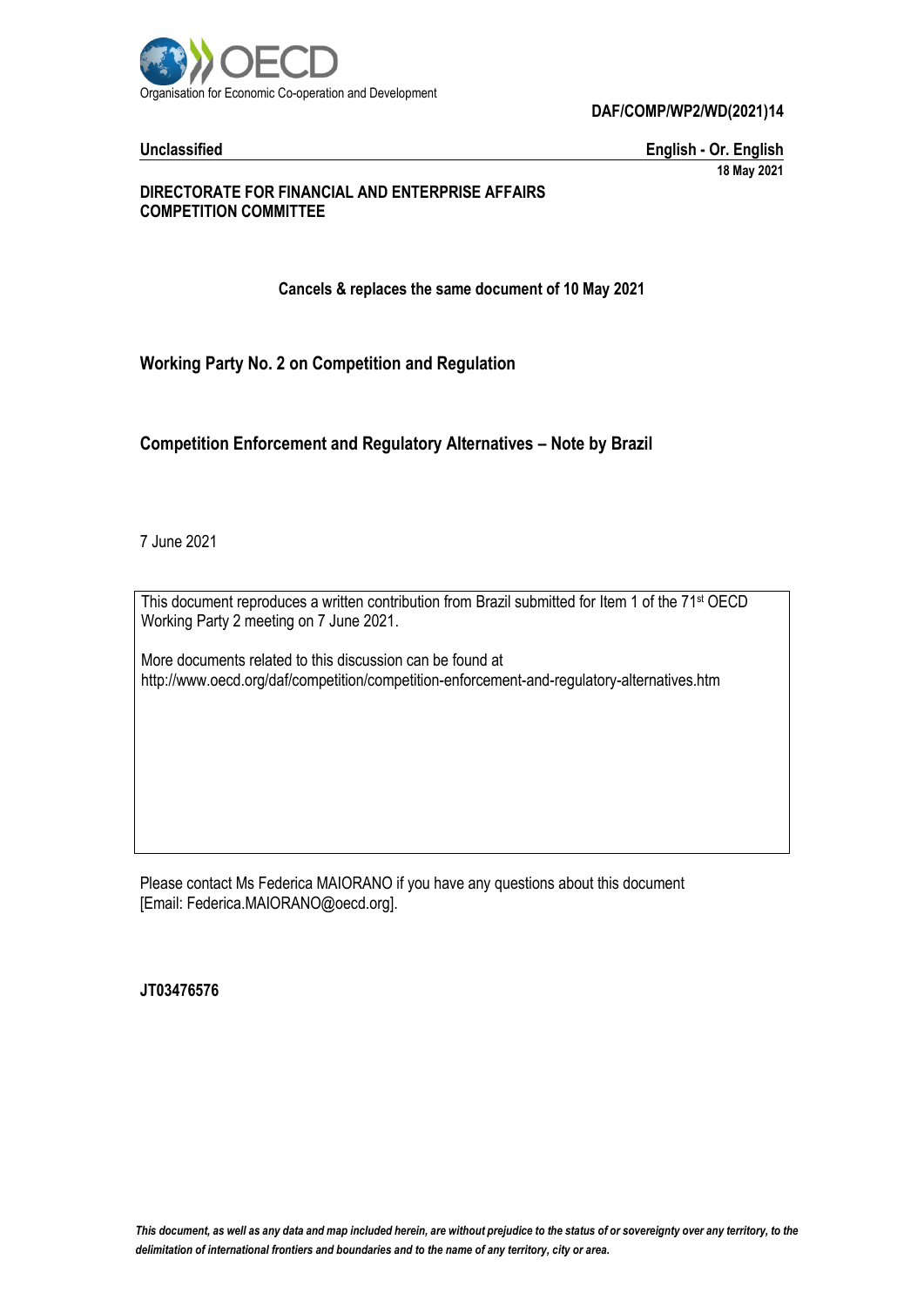Organisation for Economic Co-operation and Development

**DAF/COMP/WP2/WD(2021)14**

**Unclassified** **English - Or. English**

**18 May 2021**

**DIRECTORATE FOR FINANCIAL AND ENTERPRISE AFFAIRS**
**COMPETITION COMMITTEE**

**Cancels & replaces the same document of 10 May 2021**

**Working Party No. 2 on Competition and Regulation**

# Competition Enforcement and Regulatory Alternatives – Note by Brazil

7 June 2021

This document reproduces a written contribution from Brazil submitted for Item 1 of the 71st OECD Working Party 2 meeting on 7 June 2021.

More documents related to this discussion can be found at
http://www.oecd.org/daf/competition/competition-enforcement-and-regulatory-alternatives.htm

Please contact Ms Federica MAIORANO if you have any questions about this document [Email: Federica.MAIORANO@oecd.org].

**JT03476576**

*This document, as well as any data and map included herein, are without prejudice to the status of or sovereignty over any territory, to the delimitation of international frontiers and boundaries and to the name of any territory, city or area.*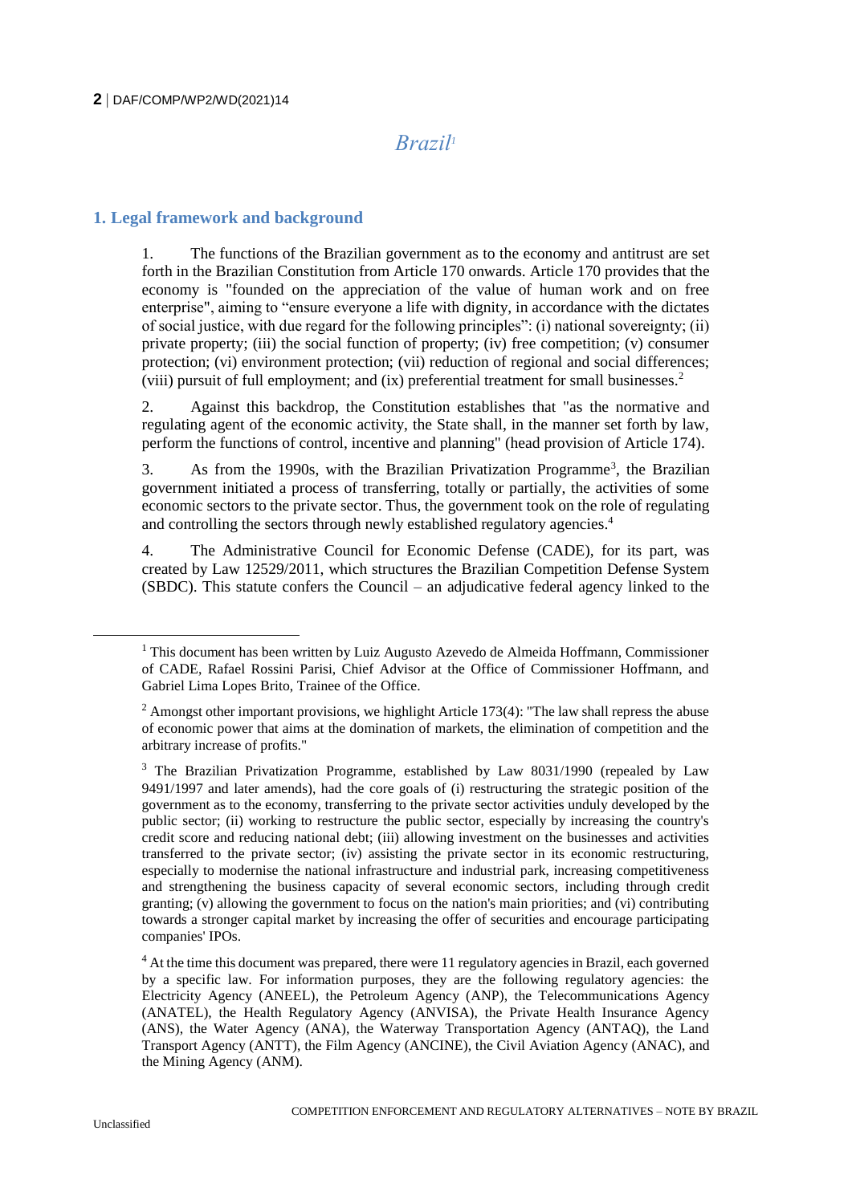# *Brazil*[1]

## 1. Legal framework and background

1. The functions of the Brazilian government as to the economy and antitrust are set forth in the Brazilian Constitution from Article 170 onwards. Article 170 provides that the economy is "founded on the appreciation of the value of human work and on free enterprise", aiming to "ensure everyone a life with dignity, in accordance with the dictates of social justice, with due regard for the following principles": (i) national sovereignty; (ii) private property; (iii) the social function of property; (iv) free competition; (v) consumer protection; (vi) environment protection; (vii) reduction of regional and social differences; (viii) pursuit of full employment; and (ix) preferential treatment for small businesses.[2]

2. Against this backdrop, the Constitution establishes that "as the normative and regulating agent of the economic activity, the State shall, in the manner set forth by law, perform the functions of control, incentive and planning" (head provision of Article 174).

3. As from the 1990s, with the Brazilian Privatization Programme[3], the Brazilian government initiated a process of transferring, totally or partially, the activities of some economic sectors to the private sector. Thus, the government took on the role of regulating and controlling the sectors through newly established regulatory agencies.[4]

4. The Administrative Council for Economic Defense (CADE), for its part, was created by Law 12529/2011, which structures the Brazilian Competition Defense System (SBDC). This statute confers the Council – an adjudicative federal agency linked to the

---

[1] This document has been written by Luiz Augusto Azevedo de Almeida Hoffmann, Commissioner of CADE, Rafael Rossini Parisi, Chief Advisor at the Office of Commissioner Hoffmann, and Gabriel Lima Lopes Brito, Trainee of the Office.

[2] Amongst other important provisions, we highlight Article 173(4): "The law shall repress the abuse of economic power that aims at the domination of markets, the elimination of competition and the arbitrary increase of profits."

[3] The Brazilian Privatization Programme, established by Law 8031/1990 (repealed by Law 9491/1997 and later amends), had the core goals of (i) restructuring the strategic position of the government as to the economy, transferring to the private sector activities unduly developed by the public sector; (ii) working to restructure the public sector, especially by increasing the country's credit score and reducing national debt; (iii) allowing investment on the businesses and activities transferred to the private sector; (iv) assisting the private sector in its economic restructuring, especially to modernise the national infrastructure and industrial park, increasing competitiveness and strengthening the business capacity of several economic sectors, including through credit granting; (v) allowing the government to focus on the nation's main priorities; and (vi) contributing towards a stronger capital market by increasing the offer of securities and encourage participating companies' IPOs.

[4] At the time this document was prepared, there were 11 regulatory agencies in Brazil, each governed by a specific law. For information purposes, they are the following regulatory agencies: the Electricity Agency (ANEEL), the Petroleum Agency (ANP), the Telecommunications Agency (ANATEL), the Health Regulatory Agency (ANVISA), the Private Health Insurance Agency (ANS), the Water Agency (ANA), the Waterway Transportation Agency (ANTAQ), the Land Transport Agency (ANTT), the Film Agency (ANCINE), the Civil Aviation Agency (ANAC), and the Mining Agency (ANM).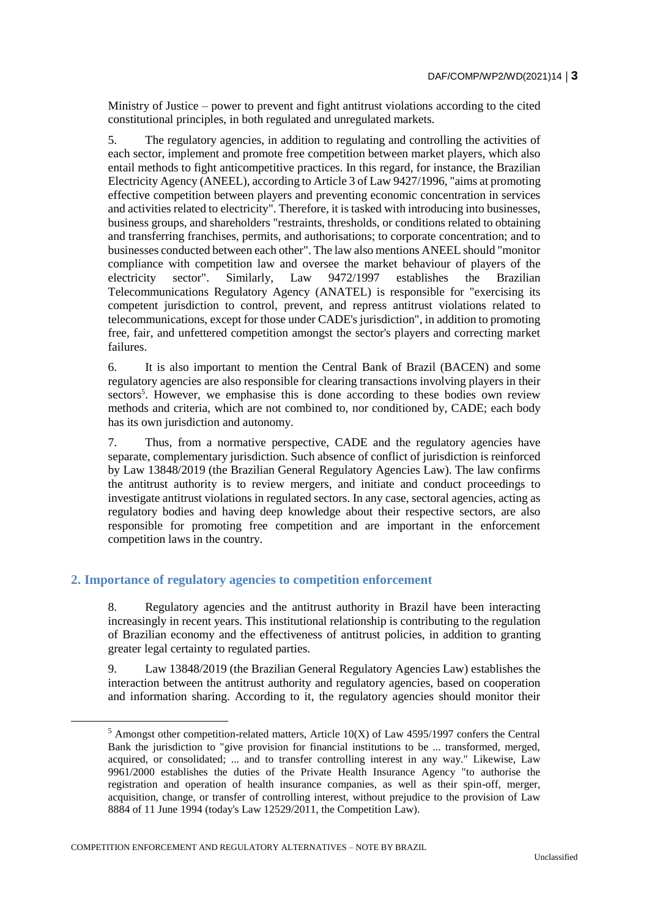Ministry of Justice – power to prevent and fight antitrust violations according to the cited constitutional principles, in both regulated and unregulated markets.

5. The regulatory agencies, in addition to regulating and controlling the activities of each sector, implement and promote free competition between market players, which also entail methods to fight anticompetitive practices. In this regard, for instance, the Brazilian Electricity Agency (ANEEL), according to Article 3 of Law 9427/1996, "aims at promoting effective competition between players and preventing economic concentration in services and activities related to electricity". Therefore, it is tasked with introducing into businesses, business groups, and shareholders "restraints, thresholds, or conditions related to obtaining and transferring franchises, permits, and authorisations; to corporate concentration; and to businesses conducted between each other". The law also mentions ANEEL should "monitor compliance with competition law and oversee the market behaviour of players of the electricity sector". Similarly, Law 9472/1997 establishes the Brazilian Telecommunications Regulatory Agency (ANATEL) is responsible for "exercising its competent jurisdiction to control, prevent, and repress antitrust violations related to telecommunications, except for those under CADE's jurisdiction", in addition to promoting free, fair, and unfettered competition amongst the sector's players and correcting market failures.

6. It is also important to mention the Central Bank of Brazil (BACEN) and some regulatory agencies are also responsible for clearing transactions involving players in their sectors[5]. However, we emphasise this is done according to these bodies own review methods and criteria, which are not combined to, nor conditioned by, CADE; each body has its own jurisdiction and autonomy.

7. Thus, from a normative perspective, CADE and the regulatory agencies have separate, complementary jurisdiction. Such absence of conflict of jurisdiction is reinforced by Law 13848/2019 (the Brazilian General Regulatory Agencies Law). The law confirms the antitrust authority is to review mergers, and initiate and conduct proceedings to investigate antitrust violations in regulated sectors. In any case, sectoral agencies, acting as regulatory bodies and having deep knowledge about their respective sectors, are also responsible for promoting free competition and are important in the enforcement competition laws in the country.

## 2. Importance of regulatory agencies to competition enforcement

8. Regulatory agencies and the antitrust authority in Brazil have been interacting increasingly in recent years. This institutional relationship is contributing to the regulation of Brazilian economy and the effectiveness of antitrust policies, in addition to granting greater legal certainty to regulated parties.

9. Law 13848/2019 (the Brazilian General Regulatory Agencies Law) establishes the interaction between the antitrust authority and regulatory agencies, based on cooperation and information sharing. According to it, the regulatory agencies should monitor their

[5] Amongst other competition-related matters, Article 10(X) of Law 4595/1997 confers the Central Bank the jurisdiction to "give provision for financial institutions to be ... transformed, merged, acquired, or consolidated; ... and to transfer controlling interest in any way." Likewise, Law 9961/2000 establishes the duties of the Private Health Insurance Agency "to authorise the registration and operation of health insurance companies, as well as their spin-off, merger, acquisition, change, or transfer of controlling interest, without prejudice to the provision of Law 8884 of 11 June 1994 (today's Law 12529/2011, the Competition Law).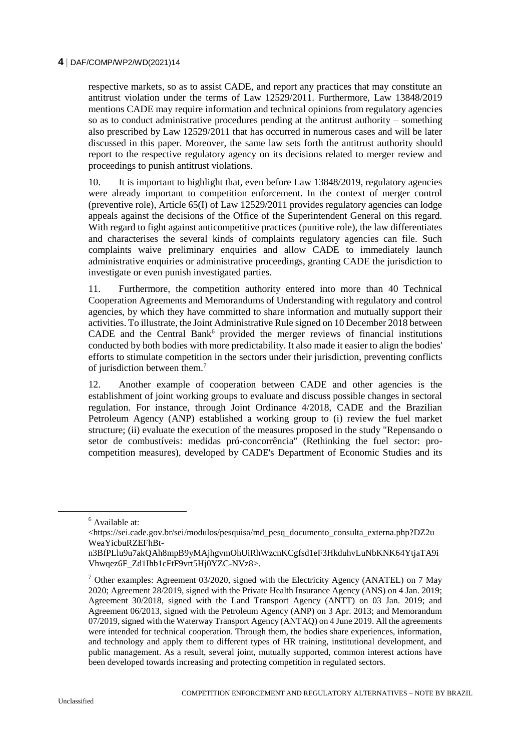respective markets, so as to assist CADE, and report any practices that may constitute an antitrust violation under the terms of Law 12529/2011. Furthermore, Law 13848/2019 mentions CADE may require information and technical opinions from regulatory agencies so as to conduct administrative procedures pending at the antitrust authority – something also prescribed by Law 12529/2011 that has occurred in numerous cases and will be later discussed in this paper. Moreover, the same law sets forth the antitrust authority should report to the respective regulatory agency on its decisions related to merger review and proceedings to punish antitrust violations.

10. It is important to highlight that, even before Law 13848/2019, regulatory agencies were already important to competition enforcement. In the context of merger control (preventive role), Article 65(I) of Law 12529/2011 provides regulatory agencies can lodge appeals against the decisions of the Office of the Superintendent General on this regard. With regard to fight against anticompetitive practices (punitive role), the law differentiates and characterises the several kinds of complaints regulatory agencies can file. Such complaints waive preliminary enquiries and allow CADE to immediately launch administrative enquiries or administrative proceedings, granting CADE the jurisdiction to investigate or even punish investigated parties.

11. Furthermore, the competition authority entered into more than 40 Technical Cooperation Agreements and Memorandums of Understanding with regulatory and control agencies, by which they have committed to share information and mutually support their activities. To illustrate, the Joint Administrative Rule signed on 10 December 2018 between CADE and the Central Bank[6] provided the merger reviews of financial institutions conducted by both bodies with more predictability. It also made it easier to align the bodies' efforts to stimulate competition in the sectors under their jurisdiction, preventing conflicts of jurisdiction between them.[7]

12. Another example of cooperation between CADE and other agencies is the establishment of joint working groups to evaluate and discuss possible changes in sectoral regulation. For instance, through Joint Ordinance 4/2018, CADE and the Brazilian Petroleum Agency (ANP) established a working group to (i) review the fuel market structure; (ii) evaluate the execution of the measures proposed in the study "Repensando o setor de combustíveis: medidas pró-concorrência" (Rethinking the fuel sector: pro-competition measures), developed by CADE's Department of Economic Studies and its

---

[6] Available at: <https://sei.cade.gov.br/sei/modulos/pesquisa/md_pesq_documento_consulta_externa.php?DZ2uWeaYicbuRZEFhBt-n3BfPLlu9u7akQAh8mpB9yMAjhgvmOhUiRhWzcnKCgfsd1eF3HkduhvLuNbKNK64YtjaTA9iVhwqez6F_Zd1Ihb1cFtF9vrt5Hj0YZC-NVz8>.

[7] Other examples: Agreement 03/2020, signed with the Electricity Agency (ANATEL) on 7 May 2020; Agreement 28/2019, signed with the Private Health Insurance Agency (ANS) on 4 Jan. 2019; Agreement 30/2018, signed with the Land Transport Agency (ANTT) on 03 Jan. 2019; and Agreement 06/2013, signed with the Petroleum Agency (ANP) on 3 Apr. 2013; and Memorandum 07/2019, signed with the Waterway Transport Agency (ANTAQ) on 4 June 2019. All the agreements were intended for technical cooperation. Through them, the bodies share experiences, information, and technology and apply them to different types of HR training, institutional development, and public management. As a result, several joint, mutually supported, common interest actions have been developed towards increasing and protecting competition in regulated sectors.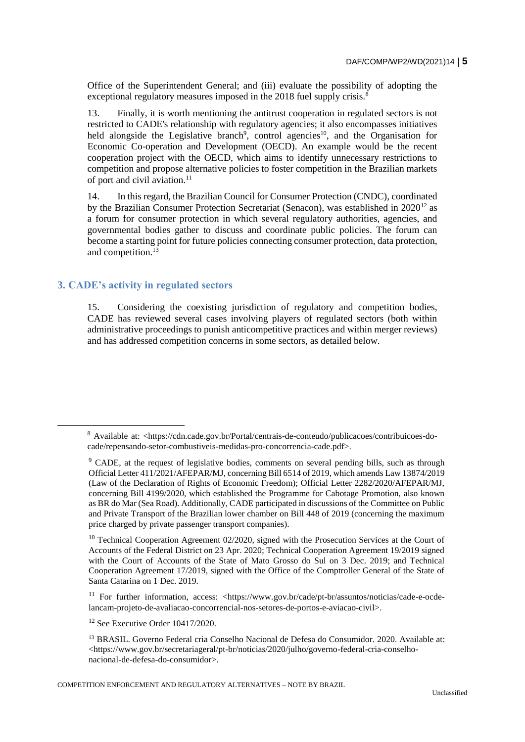Office of the Superintendent General; and (iii) evaluate the possibility of adopting the exceptional regulatory measures imposed in the 2018 fuel supply crisis.[8]

13. Finally, it is worth mentioning the antitrust cooperation in regulated sectors is not restricted to CADE's relationship with regulatory agencies; it also encompasses initiatives held alongside the Legislative branch[9], control agencies[10], and the Organisation for Economic Co-operation and Development (OECD). An example would be the recent cooperation project with the OECD, which aims to identify unnecessary restrictions to competition and propose alternative policies to foster competition in the Brazilian markets of port and civil aviation.[11]

14. In this regard, the Brazilian Council for Consumer Protection (CNDC), coordinated by the Brazilian Consumer Protection Secretariat (Senacon), was established in 2020[12] as a forum for consumer protection in which several regulatory authorities, agencies, and governmental bodies gather to discuss and coordinate public policies. The forum can become a starting point for future policies connecting consumer protection, data protection, and competition.[13]

## 3. CADE's activity in regulated sectors

15. Considering the coexisting jurisdiction of regulatory and competition bodies, CADE has reviewed several cases involving players of regulated sectors (both within administrative proceedings to punish anticompetitive practices and within merger reviews) and has addressed competition concerns in some sectors, as detailed below.

---

[8] Available at: <https://cdn.cade.gov.br/Portal/centrais-de-conteudo/publicacoes/contribuicoes-do-cade/repensando-setor-combustiveis-medidas-pro-concorrencia-cade.pdf>.

[9] CADE, at the request of legislative bodies, comments on several pending bills, such as through Official Letter 411/2021/AFEPAR/MJ, concerning Bill 6514 of 2019, which amends Law 13874/2019 (Law of the Declaration of Rights of Economic Freedom); Official Letter 2282/2020/AFEPAR/MJ, concerning Bill 4199/2020, which established the Programme for Cabotage Promotion, also known as BR do Mar (Sea Road). Additionally, CADE participated in discussions of the Committee on Public and Private Transport of the Brazilian lower chamber on Bill 448 of 2019 (concerning the maximum price charged by private passenger transport companies).

[10] Technical Cooperation Agreement 02/2020, signed with the Prosecution Services at the Court of Accounts of the Federal District on 23 Apr. 2020; Technical Cooperation Agreement 19/2019 signed with the Court of Accounts of the State of Mato Grosso do Sul on 3 Dec. 2019; and Technical Cooperation Agreement 17/2019, signed with the Office of the Comptroller General of the State of Santa Catarina on 1 Dec. 2019.

[11] For further information, access: <https://www.gov.br/cade/pt-br/assuntos/noticias/cade-e-ocde-lancam-projeto-de-avaliacao-concorrencial-nos-setores-de-portos-e-aviacao-civil>.

[12] See Executive Order 10417/2020.

[13] BRASIL. Governo Federal cria Conselho Nacional de Defesa do Consumidor. 2020. Available at: <https://www.gov.br/secretariageral/pt-br/noticias/2020/julho/governo-federal-cria-conselho-nacional-de-defesa-do-consumidor>.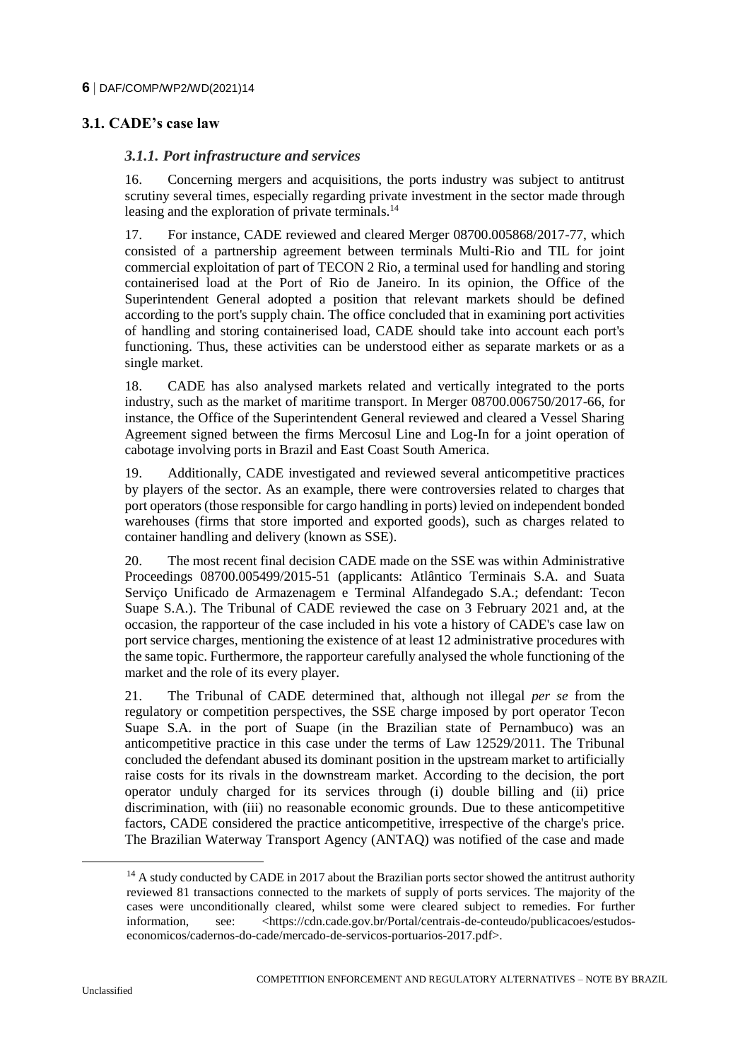## 3.1. CADE's case law

### *3.1.1. Port infrastructure and services*

16. Concerning mergers and acquisitions, the ports industry was subject to antitrust scrutiny several times, especially regarding private investment in the sector made through leasing and the exploration of private terminals.[14]

17. For instance, CADE reviewed and cleared Merger 08700.005868/2017-77, which consisted of a partnership agreement between terminals Multi-Rio and TIL for joint commercial exploitation of part of TECON 2 Rio, a terminal used for handling and storing containerised load at the Port of Rio de Janeiro. In its opinion, the Office of the Superintendent General adopted a position that relevant markets should be defined according to the port's supply chain. The office concluded that in examining port activities of handling and storing containerised load, CADE should take into account each port's functioning. Thus, these activities can be understood either as separate markets or as a single market.

18. CADE has also analysed markets related and vertically integrated to the ports industry, such as the market of maritime transport. In Merger 08700.006750/2017-66, for instance, the Office of the Superintendent General reviewed and cleared a Vessel Sharing Agreement signed between the firms Mercosul Line and Log-In for a joint operation of cabotage involving ports in Brazil and East Coast South America.

19. Additionally, CADE investigated and reviewed several anticompetitive practices by players of the sector. As an example, there were controversies related to charges that port operators (those responsible for cargo handling in ports) levied on independent bonded warehouses (firms that store imported and exported goods), such as charges related to container handling and delivery (known as SSE).

20. The most recent final decision CADE made on the SSE was within Administrative Proceedings 08700.005499/2015-51 (applicants: Atlântico Terminais S.A. and Suata Serviço Unificado de Armazenagem e Terminal Alfandegado S.A.; defendant: Tecon Suape S.A.). The Tribunal of CADE reviewed the case on 3 February 2021 and, at the occasion, the rapporteur of the case included in his vote a history of CADE's case law on port service charges, mentioning the existence of at least 12 administrative procedures with the same topic. Furthermore, the rapporteur carefully analysed the whole functioning of the market and the role of its every player.

21. The Tribunal of CADE determined that, although not illegal *per se* from the regulatory or competition perspectives, the SSE charge imposed by port operator Tecon Suape S.A. in the port of Suape (in the Brazilian state of Pernambuco) was an anticompetitive practice in this case under the terms of Law 12529/2011. The Tribunal concluded the defendant abused its dominant position in the upstream market to artificially raise costs for its rivals in the downstream market. According to the decision, the port operator unduly charged for its services through (i) double billing and (ii) price discrimination, with (iii) no reasonable economic grounds. Due to these anticompetitive factors, CADE considered the practice anticompetitive, irrespective of the charge's price. The Brazilian Waterway Transport Agency (ANTAQ) was notified of the case and made

[14] A study conducted by CADE in 2017 about the Brazilian ports sector showed the antitrust authority reviewed 81 transactions connected to the markets of supply of ports services. The majority of the cases were unconditionally cleared, whilst some were cleared subject to remedies. For further information, see: <https://cdn.cade.gov.br/Portal/centrais-de-conteudo/publicacoes/estudos-economicos/cadernos-do-cade/mercado-de-servicos-portuarios-2017.pdf>.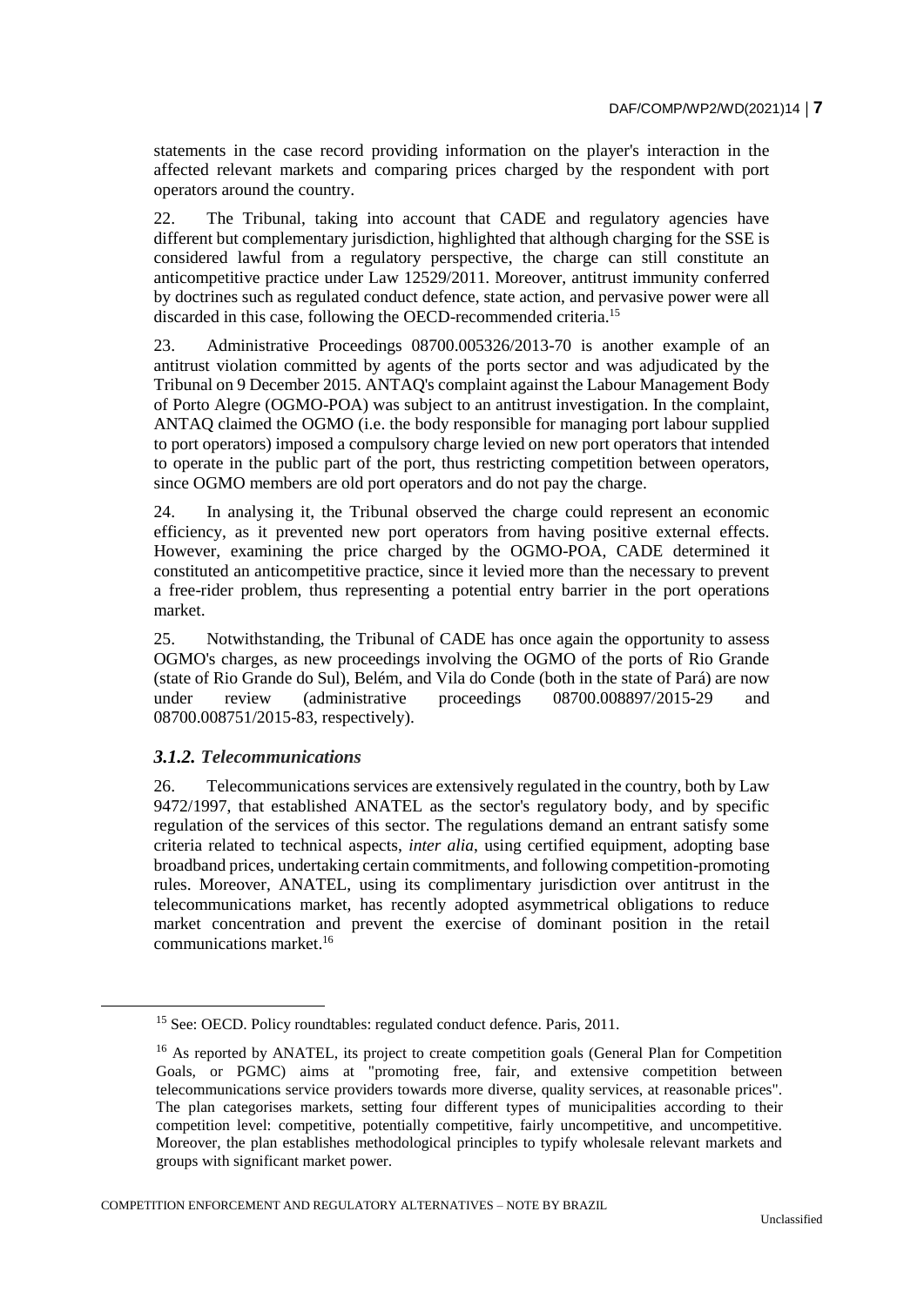statements in the case record providing information on the player's interaction in the affected relevant markets and comparing prices charged by the respondent with port operators around the country.

22. The Tribunal, taking into account that CADE and regulatory agencies have different but complementary jurisdiction, highlighted that although charging for the SSE is considered lawful from a regulatory perspective, the charge can still constitute an anticompetitive practice under Law 12529/2011. Moreover, antitrust immunity conferred by doctrines such as regulated conduct defence, state action, and pervasive power were all discarded in this case, following the OECD-recommended criteria.[15]

23. Administrative Proceedings 08700.005326/2013-70 is another example of an antitrust violation committed by agents of the ports sector and was adjudicated by the Tribunal on 9 December 2015. ANTAQ's complaint against the Labour Management Body of Porto Alegre (OGMO-POA) was subject to an antitrust investigation. In the complaint, ANTAQ claimed the OGMO (i.e. the body responsible for managing port labour supplied to port operators) imposed a compulsory charge levied on new port operators that intended to operate in the public part of the port, thus restricting competition between operators, since OGMO members are old port operators and do not pay the charge.

24. In analysing it, the Tribunal observed the charge could represent an economic efficiency, as it prevented new port operators from having positive external effects. However, examining the price charged by the OGMO-POA, CADE determined it constituted an anticompetitive practice, since it levied more than the necessary to prevent a free-rider problem, thus representing a potential entry barrier in the port operations market.

25. Notwithstanding, the Tribunal of CADE has once again the opportunity to assess OGMO's charges, as new proceedings involving the OGMO of the ports of Rio Grande (state of Rio Grande do Sul), Belém, and Vila do Conde (both in the state of Pará) are now under review (administrative proceedings 08700.008897/2015-29 and 08700.008751/2015-83, respectively).

### *3.1.2. Telecommunications*

26. Telecommunications services are extensively regulated in the country, both by Law 9472/1997, that established ANATEL as the sector's regulatory body, and by specific regulation of the services of this sector. The regulations demand an entrant satisfy some criteria related to technical aspects, *inter alia*, using certified equipment, adopting base broadband prices, undertaking certain commitments, and following competition-promoting rules. Moreover, ANATEL, using its complimentary jurisdiction over antitrust in the telecommunications market, has recently adopted asymmetrical obligations to reduce market concentration and prevent the exercise of dominant position in the retail communications market.[16]

[15] See: OECD. Policy roundtables: regulated conduct defence. Paris, 2011.

[16] As reported by ANATEL, its project to create competition goals (General Plan for Competition Goals, or PGMC) aims at "promoting free, fair, and extensive competition between telecommunications service providers towards more diverse, quality services, at reasonable prices". The plan categorises markets, setting four different types of municipalities according to their competition level: competitive, potentially competitive, fairly uncompetitive, and uncompetitive. Moreover, the plan establishes methodological principles to typify wholesale relevant markets and groups with significant market power.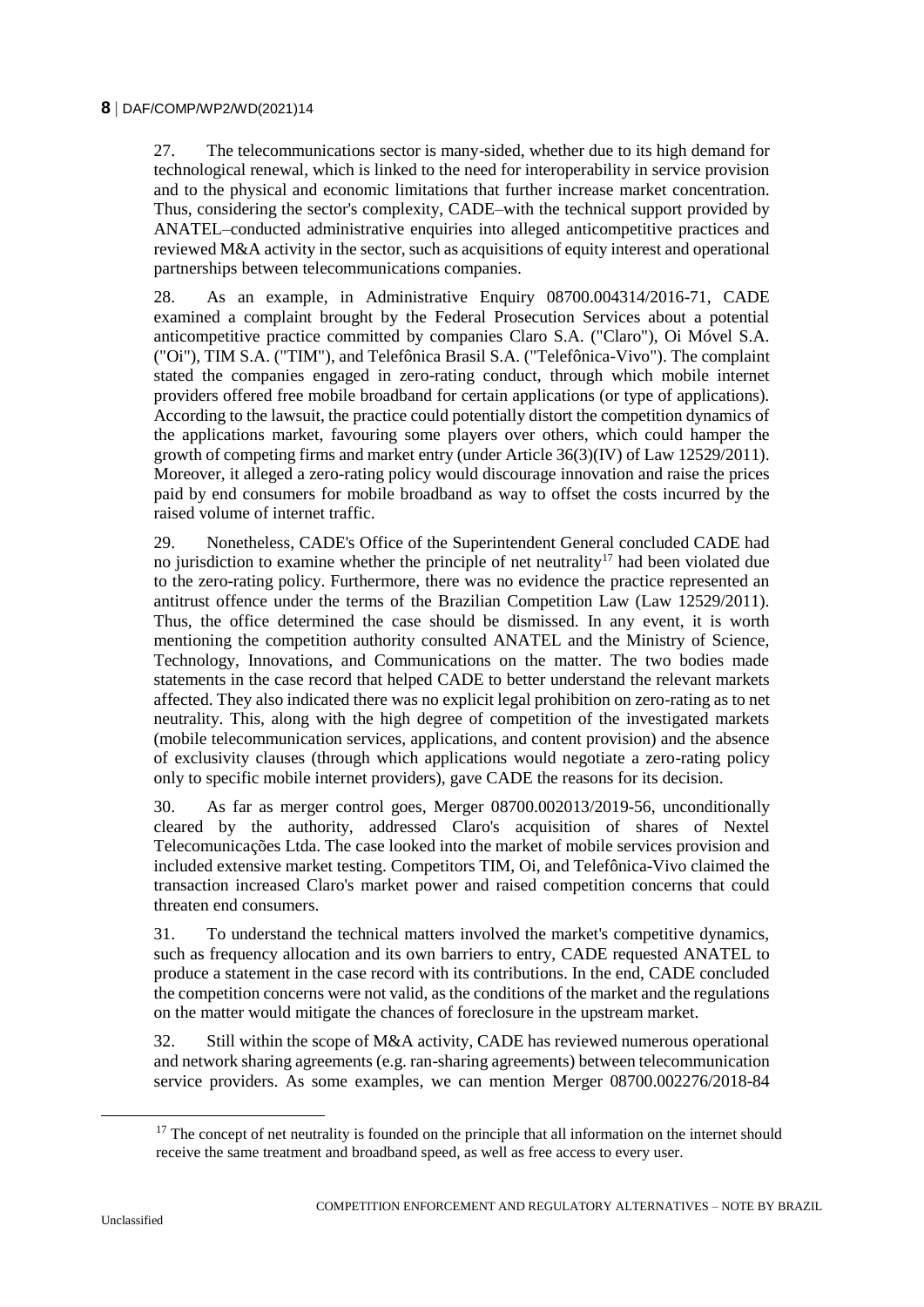27. The telecommunications sector is many-sided, whether due to its high demand for technological renewal, which is linked to the need for interoperability in service provision and to the physical and economic limitations that further increase market concentration. Thus, considering the sector's complexity, CADE–with the technical support provided by ANATEL–conducted administrative enquiries into alleged anticompetitive practices and reviewed M&A activity in the sector, such as acquisitions of equity interest and operational partnerships between telecommunications companies.

28. As an example, in Administrative Enquiry 08700.004314/2016-71, CADE examined a complaint brought by the Federal Prosecution Services about a potential anticompetitive practice committed by companies Claro S.A. ("Claro"), Oi Móvel S.A. ("Oi"), TIM S.A. ("TIM"), and Telefônica Brasil S.A. ("Telefônica-Vivo"). The complaint stated the companies engaged in zero-rating conduct, through which mobile internet providers offered free mobile broadband for certain applications (or type of applications). According to the lawsuit, the practice could potentially distort the competition dynamics of the applications market, favouring some players over others, which could hamper the growth of competing firms and market entry (under Article 36(3)(IV) of Law 12529/2011). Moreover, it alleged a zero-rating policy would discourage innovation and raise the prices paid by end consumers for mobile broadband as way to offset the costs incurred by the raised volume of internet traffic.

29. Nonetheless, CADE's Office of the Superintendent General concluded CADE had no jurisdiction to examine whether the principle of net neutrality[17] had been violated due to the zero-rating policy. Furthermore, there was no evidence the practice represented an antitrust offence under the terms of the Brazilian Competition Law (Law 12529/2011). Thus, the office determined the case should be dismissed. In any event, it is worth mentioning the competition authority consulted ANATEL and the Ministry of Science, Technology, Innovations, and Communications on the matter. The two bodies made statements in the case record that helped CADE to better understand the relevant markets affected. They also indicated there was no explicit legal prohibition on zero-rating as to net neutrality. This, along with the high degree of competition of the investigated markets (mobile telecommunication services, applications, and content provision) and the absence of exclusivity clauses (through which applications would negotiate a zero-rating policy only to specific mobile internet providers), gave CADE the reasons for its decision.

30. As far as merger control goes, Merger 08700.002013/2019-56, unconditionally cleared by the authority, addressed Claro's acquisition of shares of Nextel Telecomunicações Ltda. The case looked into the market of mobile services provision and included extensive market testing. Competitors TIM, Oi, and Telefônica-Vivo claimed the transaction increased Claro's market power and raised competition concerns that could threaten end consumers.

31. To understand the technical matters involved the market's competitive dynamics, such as frequency allocation and its own barriers to entry, CADE requested ANATEL to produce a statement in the case record with its contributions. In the end, CADE concluded the competition concerns were not valid, as the conditions of the market and the regulations on the matter would mitigate the chances of foreclosure in the upstream market.

32. Still within the scope of M&A activity, CADE has reviewed numerous operational and network sharing agreements (e.g. ran-sharing agreements) between telecommunication service providers. As some examples, we can mention Merger 08700.002276/2018-84

[17] The concept of net neutrality is founded on the principle that all information on the internet should receive the same treatment and broadband speed, as well as free access to every user.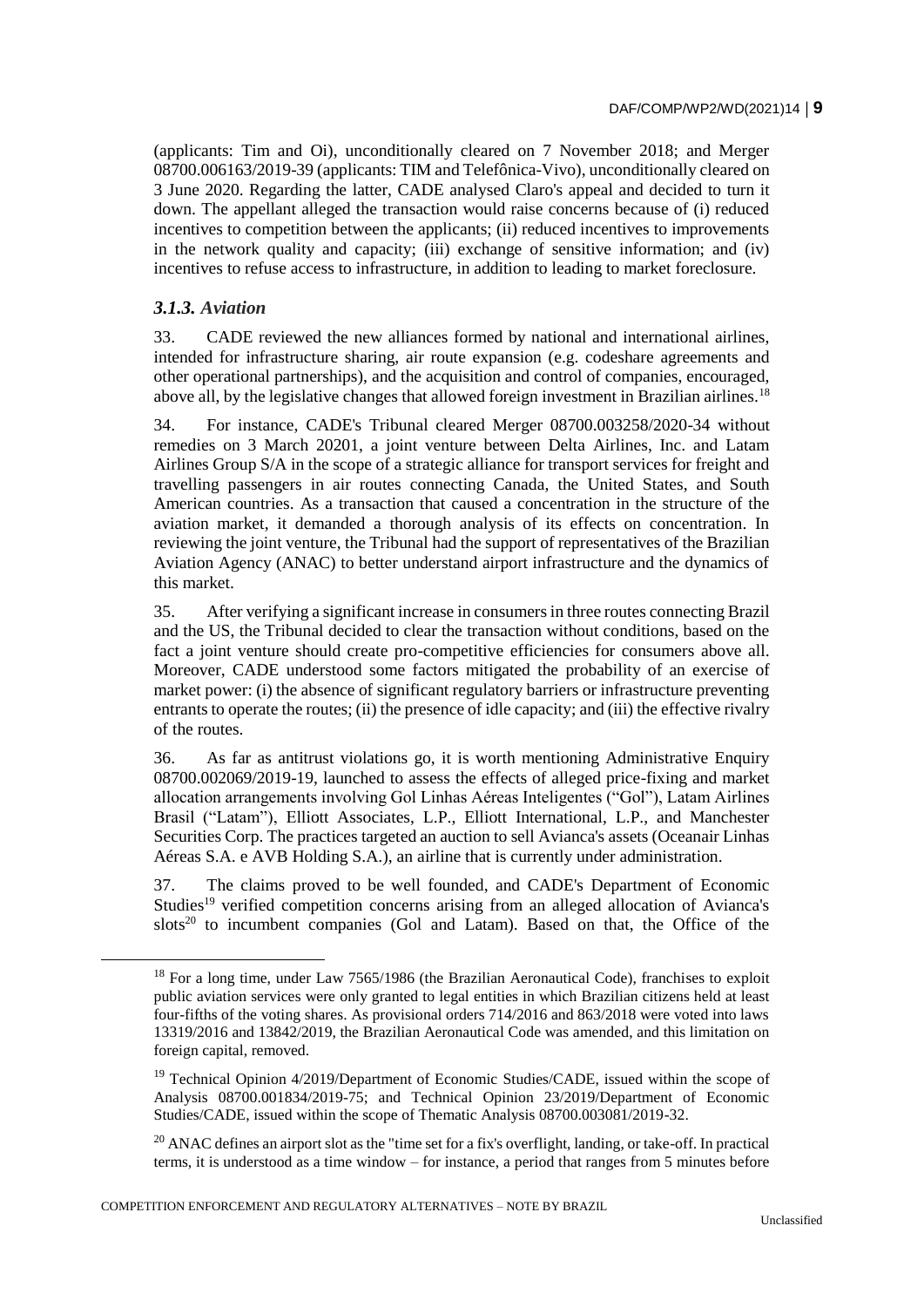(applicants: Tim and Oi), unconditionally cleared on 7 November 2018; and Merger 08700.006163/2019-39 (applicants: TIM and Telefônica-Vivo), unconditionally cleared on 3 June 2020. Regarding the latter, CADE analysed Claro's appeal and decided to turn it down. The appellant alleged the transaction would raise concerns because of (i) reduced incentives to competition between the applicants; (ii) reduced incentives to improvements in the network quality and capacity; (iii) exchange of sensitive information; and (iv) incentives to refuse access to infrastructure, in addition to leading to market foreclosure.

### *3.1.3. Aviation*

33. CADE reviewed the new alliances formed by national and international airlines, intended for infrastructure sharing, air route expansion (e.g. codeshare agreements and other operational partnerships), and the acquisition and control of companies, encouraged, above all, by the legislative changes that allowed foreign investment in Brazilian airlines.[18]

34. For instance, CADE's Tribunal cleared Merger 08700.003258/2020-34 without remedies on 3 March 20201, a joint venture between Delta Airlines, Inc. and Latam Airlines Group S/A in the scope of a strategic alliance for transport services for freight and travelling passengers in air routes connecting Canada, the United States, and South American countries. As a transaction that caused a concentration in the structure of the aviation market, it demanded a thorough analysis of its effects on concentration. In reviewing the joint venture, the Tribunal had the support of representatives of the Brazilian Aviation Agency (ANAC) to better understand airport infrastructure and the dynamics of this market.

35. After verifying a significant increase in consumers in three routes connecting Brazil and the US, the Tribunal decided to clear the transaction without conditions, based on the fact a joint venture should create pro-competitive efficiencies for consumers above all. Moreover, CADE understood some factors mitigated the probability of an exercise of market power: (i) the absence of significant regulatory barriers or infrastructure preventing entrants to operate the routes; (ii) the presence of idle capacity; and (iii) the effective rivalry of the routes.

36. As far as antitrust violations go, it is worth mentioning Administrative Enquiry 08700.002069/2019-19, launched to assess the effects of alleged price-fixing and market allocation arrangements involving Gol Linhas Aéreas Inteligentes ("Gol"), Latam Airlines Brasil ("Latam"), Elliott Associates, L.P., Elliott International, L.P., and Manchester Securities Corp. The practices targeted an auction to sell Avianca's assets (Oceanair Linhas Aéreas S.A. e AVB Holding S.A.), an airline that is currently under administration.

37. The claims proved to be well founded, and CADE's Department of Economic Studies[19] verified competition concerns arising from an alleged allocation of Avianca's slots[20] to incumbent companies (Gol and Latam). Based on that, the Office of the

---

[18] For a long time, under Law 7565/1986 (the Brazilian Aeronautical Code), franchises to exploit public aviation services were only granted to legal entities in which Brazilian citizens held at least four-fifths of the voting shares. As provisional orders 714/2016 and 863/2018 were voted into laws 13319/2016 and 13842/2019, the Brazilian Aeronautical Code was amended, and this limitation on foreign capital, removed.

[19] Technical Opinion 4/2019/Department of Economic Studies/CADE, issued within the scope of Analysis 08700.001834/2019-75; and Technical Opinion 23/2019/Department of Economic Studies/CADE, issued within the scope of Thematic Analysis 08700.003081/2019-32.

[20] ANAC defines an airport slot as the "time set for a fix's overflight, landing, or take-off. In practical terms, it is understood as a time window – for instance, a period that ranges from 5 minutes before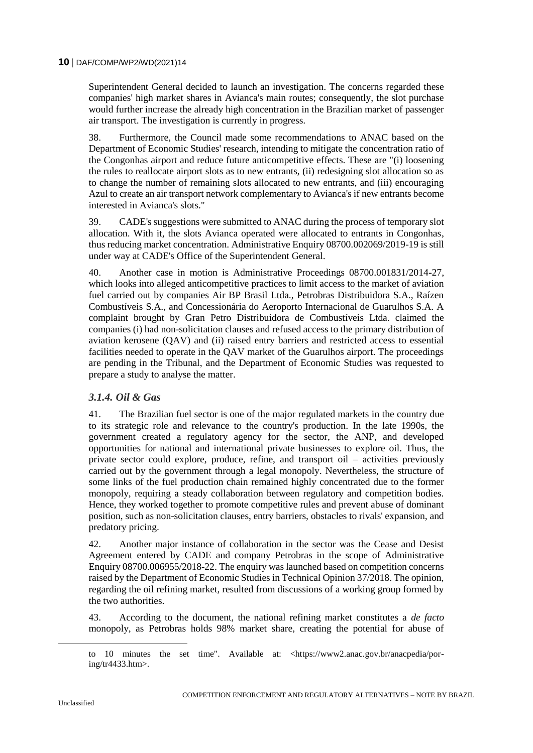Superintendent General decided to launch an investigation. The concerns regarded these companies' high market shares in Avianca's main routes; consequently, the slot purchase would further increase the already high concentration in the Brazilian market of passenger air transport. The investigation is currently in progress.

38. Furthermore, the Council made some recommendations to ANAC based on the Department of Economic Studies' research, intending to mitigate the concentration ratio of the Congonhas airport and reduce future anticompetitive effects. These are "(i) loosening the rules to reallocate airport slots as to new entrants, (ii) redesigning slot allocation so as to change the number of remaining slots allocated to new entrants, and (iii) encouraging Azul to create an air transport network complementary to Avianca's if new entrants become interested in Avianca's slots."

39. CADE's suggestions were submitted to ANAC during the process of temporary slot allocation. With it, the slots Avianca operated were allocated to entrants in Congonhas, thus reducing market concentration. Administrative Enquiry 08700.002069/2019-19 is still under way at CADE's Office of the Superintendent General.

40. Another case in motion is Administrative Proceedings 08700.001831/2014-27, which looks into alleged anticompetitive practices to limit access to the market of aviation fuel carried out by companies Air BP Brasil Ltda., Petrobras Distribuidora S.A., Raízen Combustíveis S.A., and Concessionária do Aeroporto Internacional de Guarulhos S.A. A complaint brought by Gran Petro Distribuidora de Combustíveis Ltda. claimed the companies (i) had non-solicitation clauses and refused access to the primary distribution of aviation kerosene (QAV) and (ii) raised entry barriers and restricted access to essential facilities needed to operate in the QAV market of the Guarulhos airport. The proceedings are pending in the Tribunal, and the Department of Economic Studies was requested to prepare a study to analyse the matter.

### *3.1.4. Oil & Gas*

41. The Brazilian fuel sector is one of the major regulated markets in the country due to its strategic role and relevance to the country's production. In the late 1990s, the government created a regulatory agency for the sector, the ANP, and developed opportunities for national and international private businesses to explore oil. Thus, the private sector could explore, produce, refine, and transport oil – activities previously carried out by the government through a legal monopoly. Nevertheless, the structure of some links of the fuel production chain remained highly concentrated due to the former monopoly, requiring a steady collaboration between regulatory and competition bodies. Hence, they worked together to promote competitive rules and prevent abuse of dominant position, such as non-solicitation clauses, entry barriers, obstacles to rivals' expansion, and predatory pricing.

42. Another major instance of collaboration in the sector was the Cease and Desist Agreement entered by CADE and company Petrobras in the scope of Administrative Enquiry 08700.006955/2018-22. The enquiry was launched based on competition concerns raised by the Department of Economic Studies in Technical Opinion 37/2018. The opinion, regarding the oil refining market, resulted from discussions of a working group formed by the two authorities.

43. According to the document, the national refining market constitutes a *de facto* monopoly, as Petrobras holds 98% market share, creating the potential for abuse of

to 10 minutes the set time". Available at: <https://www2.anac.gov.br/anacpedia/por-ing/tr4433.htm>.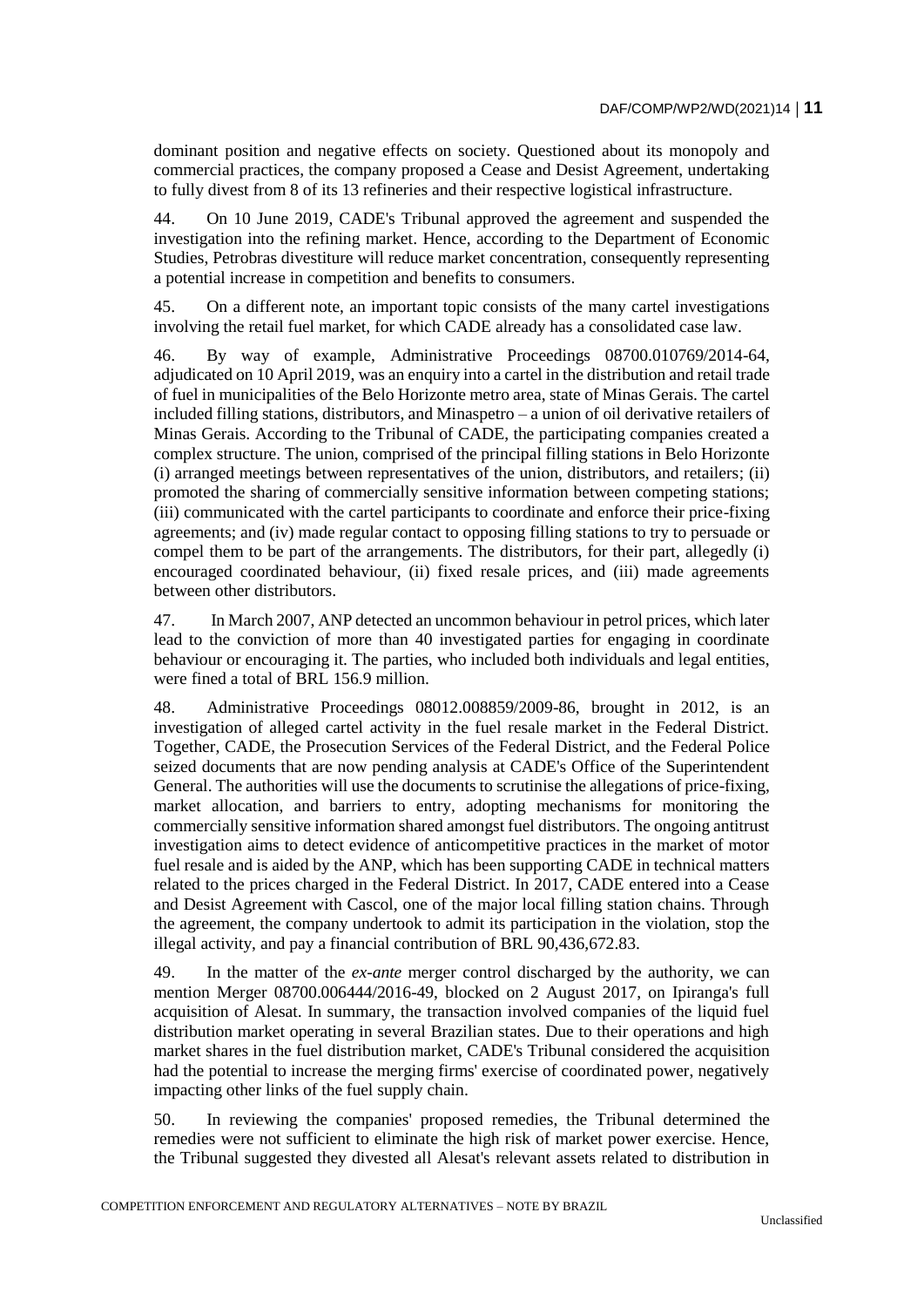dominant position and negative effects on society. Questioned about its monopoly and commercial practices, the company proposed a Cease and Desist Agreement, undertaking to fully divest from 8 of its 13 refineries and their respective logistical infrastructure.

44. On 10 June 2019, CADE's Tribunal approved the agreement and suspended the investigation into the refining market. Hence, according to the Department of Economic Studies, Petrobras divestiture will reduce market concentration, consequently representing a potential increase in competition and benefits to consumers.

45. On a different note, an important topic consists of the many cartel investigations involving the retail fuel market, for which CADE already has a consolidated case law.

46. By way of example, Administrative Proceedings 08700.010769/2014-64, adjudicated on 10 April 2019, was an enquiry into a cartel in the distribution and retail trade of fuel in municipalities of the Belo Horizonte metro area, state of Minas Gerais. The cartel included filling stations, distributors, and Minaspetro – a union of oil derivative retailers of Minas Gerais. According to the Tribunal of CADE, the participating companies created a complex structure. The union, comprised of the principal filling stations in Belo Horizonte (i) arranged meetings between representatives of the union, distributors, and retailers; (ii) promoted the sharing of commercially sensitive information between competing stations; (iii) communicated with the cartel participants to coordinate and enforce their price-fixing agreements; and (iv) made regular contact to opposing filling stations to try to persuade or compel them to be part of the arrangements. The distributors, for their part, allegedly (i) encouraged coordinated behaviour, (ii) fixed resale prices, and (iii) made agreements between other distributors.

47. In March 2007, ANP detected an uncommon behaviour in petrol prices, which later lead to the conviction of more than 40 investigated parties for engaging in coordinate behaviour or encouraging it. The parties, who included both individuals and legal entities, were fined a total of BRL 156.9 million.

48. Administrative Proceedings 08012.008859/2009-86, brought in 2012, is an investigation of alleged cartel activity in the fuel resale market in the Federal District. Together, CADE, the Prosecution Services of the Federal District, and the Federal Police seized documents that are now pending analysis at CADE's Office of the Superintendent General. The authorities will use the documents to scrutinise the allegations of price-fixing, market allocation, and barriers to entry, adopting mechanisms for monitoring the commercially sensitive information shared amongst fuel distributors. The ongoing antitrust investigation aims to detect evidence of anticompetitive practices in the market of motor fuel resale and is aided by the ANP, which has been supporting CADE in technical matters related to the prices charged in the Federal District. In 2017, CADE entered into a Cease and Desist Agreement with Cascol, one of the major local filling station chains. Through the agreement, the company undertook to admit its participation in the violation, stop the illegal activity, and pay a financial contribution of BRL 90,436,672.83.

49. In the matter of the *ex-ante* merger control discharged by the authority, we can mention Merger 08700.006444/2016-49, blocked on 2 August 2017, on Ipiranga's full acquisition of Alesat. In summary, the transaction involved companies of the liquid fuel distribution market operating in several Brazilian states. Due to their operations and high market shares in the fuel distribution market, CADE's Tribunal considered the acquisition had the potential to increase the merging firms' exercise of coordinated power, negatively impacting other links of the fuel supply chain.

50. In reviewing the companies' proposed remedies, the Tribunal determined the remedies were not sufficient to eliminate the high risk of market power exercise. Hence, the Tribunal suggested they divested all Alesat's relevant assets related to distribution in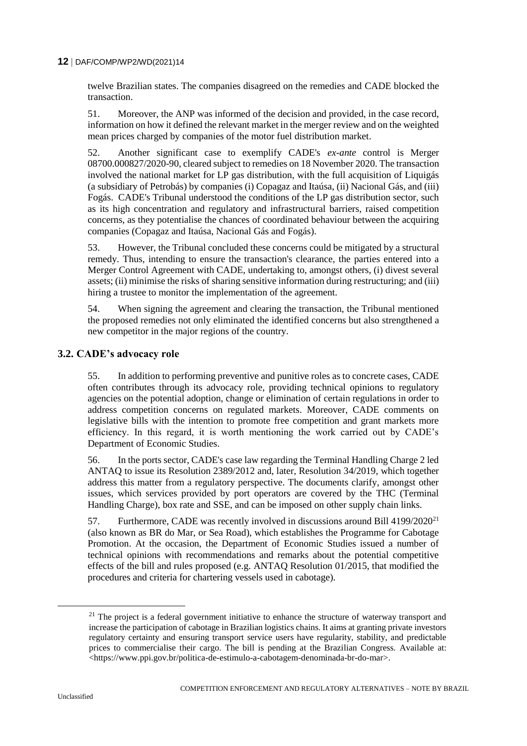twelve Brazilian states. The companies disagreed on the remedies and CADE blocked the transaction.

51. Moreover, the ANP was informed of the decision and provided, in the case record, information on how it defined the relevant market in the merger review and on the weighted mean prices charged by companies of the motor fuel distribution market.

52. Another significant case to exemplify CADE's *ex-ante* control is Merger 08700.000827/2020-90, cleared subject to remedies on 18 November 2020. The transaction involved the national market for LP gas distribution, with the full acquisition of Liquigás (a subsidiary of Petrobás) by companies (i) Copagaz and Itaúsa, (ii) Nacional Gás, and (iii) Fogás. CADE's Tribunal understood the conditions of the LP gas distribution sector, such as its high concentration and regulatory and infrastructural barriers, raised competition concerns, as they potentialise the chances of coordinated behaviour between the acquiring companies (Copagaz and Itaúsa, Nacional Gás and Fogás).

53. However, the Tribunal concluded these concerns could be mitigated by a structural remedy. Thus, intending to ensure the transaction's clearance, the parties entered into a Merger Control Agreement with CADE, undertaking to, amongst others, (i) divest several assets; (ii) minimise the risks of sharing sensitive information during restructuring; and (iii) hiring a trustee to monitor the implementation of the agreement.

54. When signing the agreement and clearing the transaction, the Tribunal mentioned the proposed remedies not only eliminated the identified concerns but also strengthened a new competitor in the major regions of the country.

### 3.2. CADE's advocacy role

55. In addition to performing preventive and punitive roles as to concrete cases, CADE often contributes through its advocacy role, providing technical opinions to regulatory agencies on the potential adoption, change or elimination of certain regulations in order to address competition concerns on regulated markets. Moreover, CADE comments on legislative bills with the intention to promote free competition and grant markets more efficiency. In this regard, it is worth mentioning the work carried out by CADE's Department of Economic Studies.

56. In the ports sector, CADE's case law regarding the Terminal Handling Charge 2 led ANTAQ to issue its Resolution 2389/2012 and, later, Resolution 34/2019, which together address this matter from a regulatory perspective. The documents clarify, amongst other issues, which services provided by port operators are covered by the THC (Terminal Handling Charge), box rate and SSE, and can be imposed on other supply chain links.

57. Furthermore, CADE was recently involved in discussions around Bill 4199/2020[21] (also known as BR do Mar, or Sea Road), which establishes the Programme for Cabotage Promotion. At the occasion, the Department of Economic Studies issued a number of technical opinions with recommendations and remarks about the potential competitive effects of the bill and rules proposed (e.g. ANTAQ Resolution 01/2015, that modified the procedures and criteria for chartering vessels used in cabotage).

[21] The project is a federal government initiative to enhance the structure of waterway transport and increase the participation of cabotage in Brazilian logistics chains. It aims at granting private investors regulatory certainty and ensuring transport service users have regularity, stability, and predictable prices to commercialise their cargo. The bill is pending at the Brazilian Congress. Available at: <https://www.ppi.gov.br/politica-de-estimulo-a-cabotagem-denominada-br-do-mar>.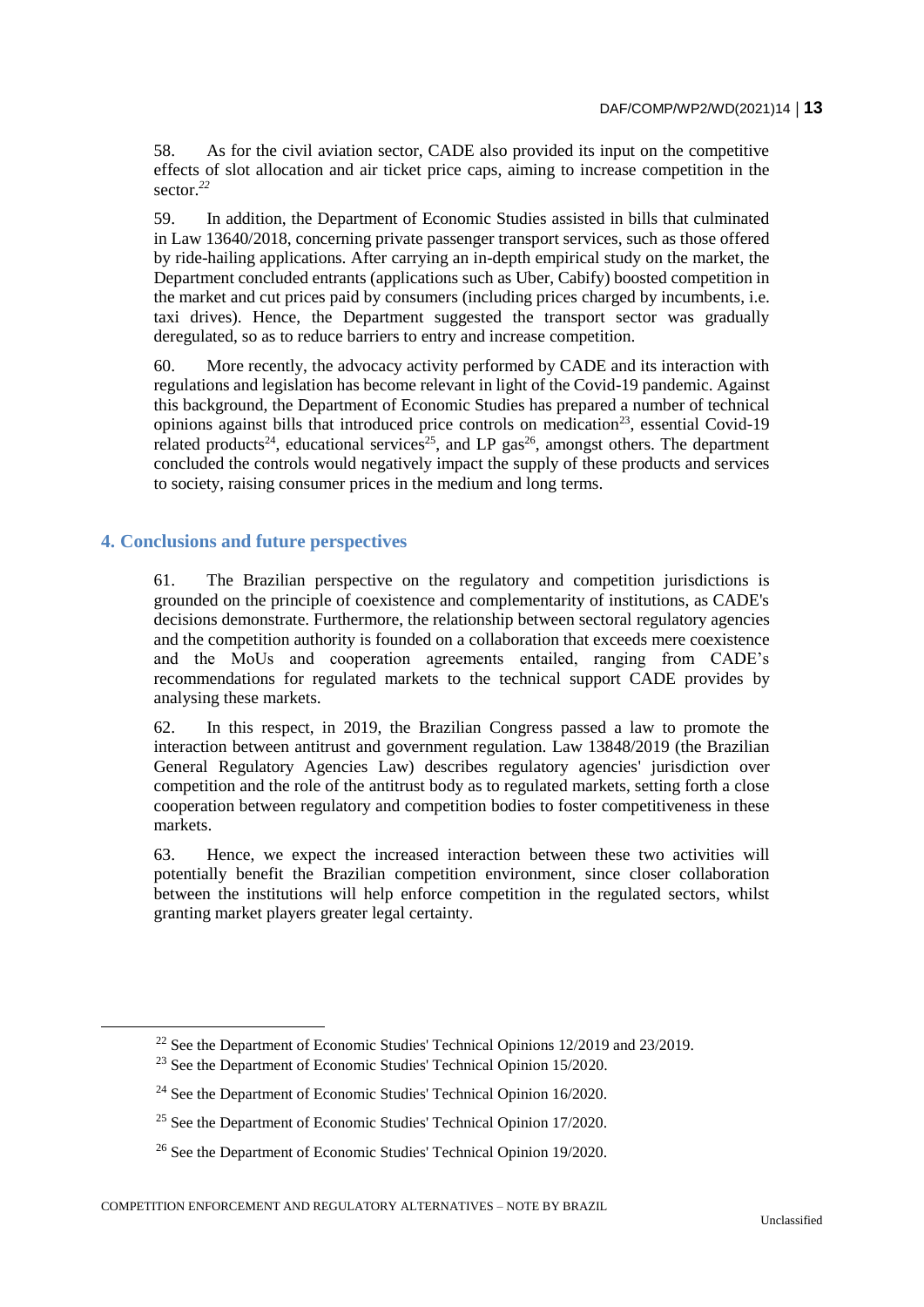58. As for the civil aviation sector, CADE also provided its input on the competitive effects of slot allocation and air ticket price caps, aiming to increase competition in the sector.[22]

59. In addition, the Department of Economic Studies assisted in bills that culminated in Law 13640/2018, concerning private passenger transport services, such as those offered by ride-hailing applications. After carrying an in-depth empirical study on the market, the Department concluded entrants (applications such as Uber, Cabify) boosted competition in the market and cut prices paid by consumers (including prices charged by incumbents, i.e. taxi drives). Hence, the Department suggested the transport sector was gradually deregulated, so as to reduce barriers to entry and increase competition.

60. More recently, the advocacy activity performed by CADE and its interaction with regulations and legislation has become relevant in light of the Covid-19 pandemic. Against this background, the Department of Economic Studies has prepared a number of technical opinions against bills that introduced price controls on medication[23], essential Covid-19 related products[24], educational services[25], and LP gas[26], amongst others. The department concluded the controls would negatively impact the supply of these products and services to society, raising consumer prices in the medium and long terms.

## 4. Conclusions and future perspectives

61. The Brazilian perspective on the regulatory and competition jurisdictions is grounded on the principle of coexistence and complementarity of institutions, as CADE's decisions demonstrate. Furthermore, the relationship between sectoral regulatory agencies and the competition authority is founded on a collaboration that exceeds mere coexistence and the MoUs and cooperation agreements entailed, ranging from CADE's recommendations for regulated markets to the technical support CADE provides by analysing these markets.

62. In this respect, in 2019, the Brazilian Congress passed a law to promote the interaction between antitrust and government regulation. Law 13848/2019 (the Brazilian General Regulatory Agencies Law) describes regulatory agencies' jurisdiction over competition and the role of the antitrust body as to regulated markets, setting forth a close cooperation between regulatory and competition bodies to foster competitiveness in these markets.

63. Hence, we expect the increased interaction between these two activities will potentially benefit the Brazilian competition environment, since closer collaboration between the institutions will help enforce competition in the regulated sectors, whilst granting market players greater legal certainty.

---

[22] See the Department of Economic Studies' Technical Opinions 12/2019 and 23/2019.

[23] See the Department of Economic Studies' Technical Opinion 15/2020.

[24] See the Department of Economic Studies' Technical Opinion 16/2020.

[25] See the Department of Economic Studies' Technical Opinion 17/2020.

[26] See the Department of Economic Studies' Technical Opinion 19/2020.